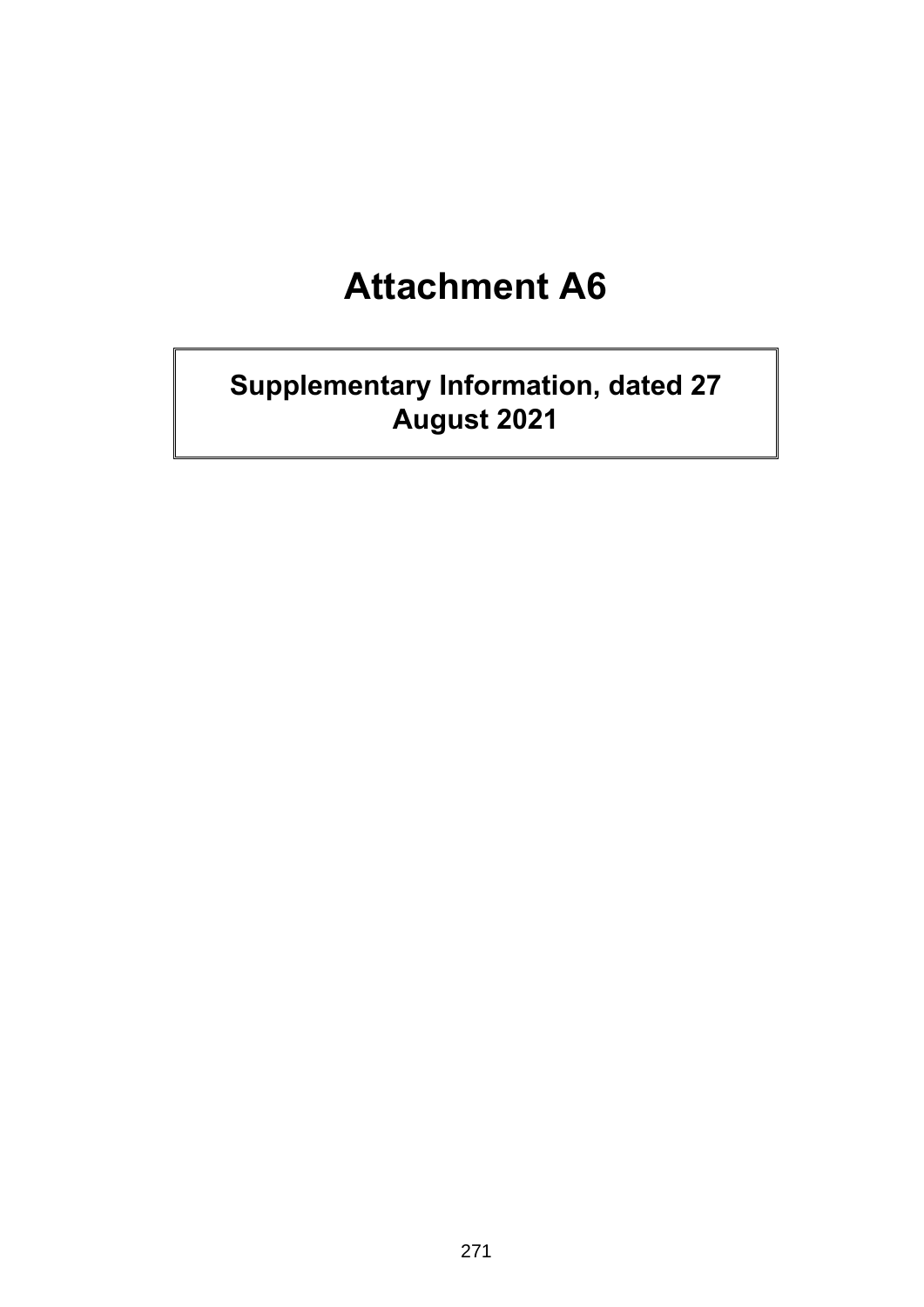# Attachment A6

## Supplementary Information, dated 27 August 2021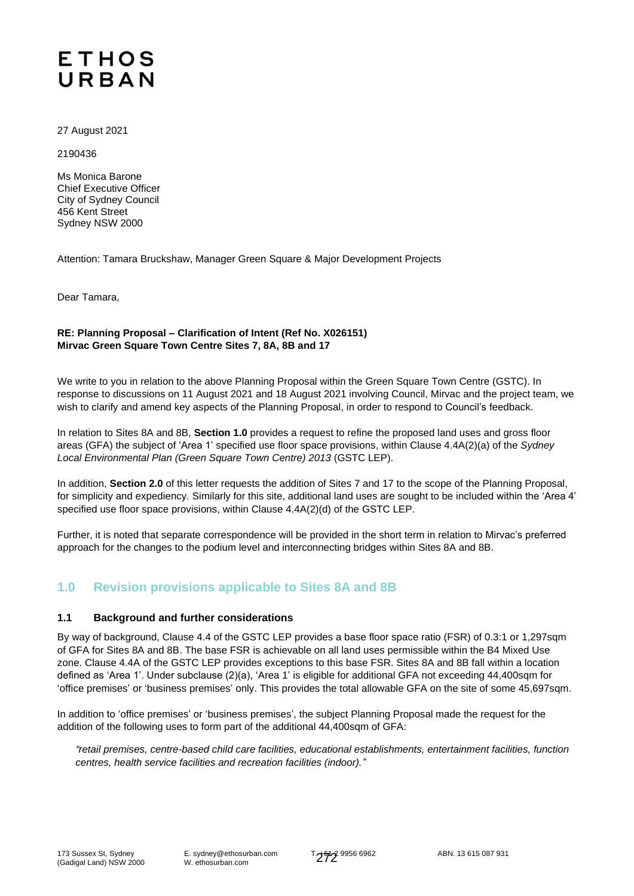# ETHOS URBAN

27 August 2021

2190436

Ms Monica Barone
Chief Executive Officer
City of Sydney Council
456 Kent Street
Sydney NSW 2000

Attention: Tamara Bruckshaw, Manager Green Square & Major Development Projects

Dear Tamara,

**RE: Planning Proposal – Clarification of Intent (Ref No. X026151)**
**Mirvac Green Square Town Centre Sites 7, 8A, 8B and 17**

We write to you in relation to the above Planning Proposal within the Green Square Town Centre (GSTC). In response to discussions on 11 August 2021 and 18 August 2021 involving Council, Mirvac and the project team, we wish to clarify and amend key aspects of the Planning Proposal, in order to respond to Council's feedback.

In relation to Sites 8A and 8B, **Section 1.0** provides a request to refine the proposed land uses and gross floor areas (GFA) the subject of 'Area 1' specified use floor space provisions, within Clause 4.4A(2)(a) of the *Sydney Local Environmental Plan (Green Square Town Centre) 2013* (GSTC LEP).

In addition, **Section 2.0** of this letter requests the addition of Sites 7 and 17 to the scope of the Planning Proposal, for simplicity and expediency. Similarly for this site, additional land uses are sought to be included within the 'Area 4' specified use floor space provisions, within Clause 4.4A(2)(d) of the GSTC LEP.

Further, it is noted that separate correspondence will be provided in the short term in relation to Mirvac's preferred approach for the changes to the podium level and interconnecting bridges within Sites 8A and 8B.

## 1.0 Revision provisions applicable to Sites 8A and 8B

### 1.1 Background and further considerations

By way of background, Clause 4.4 of the GSTC LEP provides a base floor space ratio (FSR) of 0.3:1 or 1,297sqm of GFA for Sites 8A and 8B. The base FSR is achievable on all land uses permissible within the B4 Mixed Use zone. Clause 4.4A of the GSTC LEP provides exceptions to this base FSR. Sites 8A and 8B fall within a location defined as 'Area 1'. Under subclause (2)(a), 'Area 1' is eligible for additional GFA not exceeding 44,400sqm for 'office premises' or 'business premises' only. This provides the total allowable GFA on the site of some 45,697sqm.

In addition to 'office premises' or 'business premises', the subject Planning Proposal made the request for the addition of the following uses to form part of the additional 44,400sqm of GFA:

> *"retail premises, centre-based child care facilities, educational establishments, entertainment facilities, function centres, health service facilities and recreation facilities (indoor)."*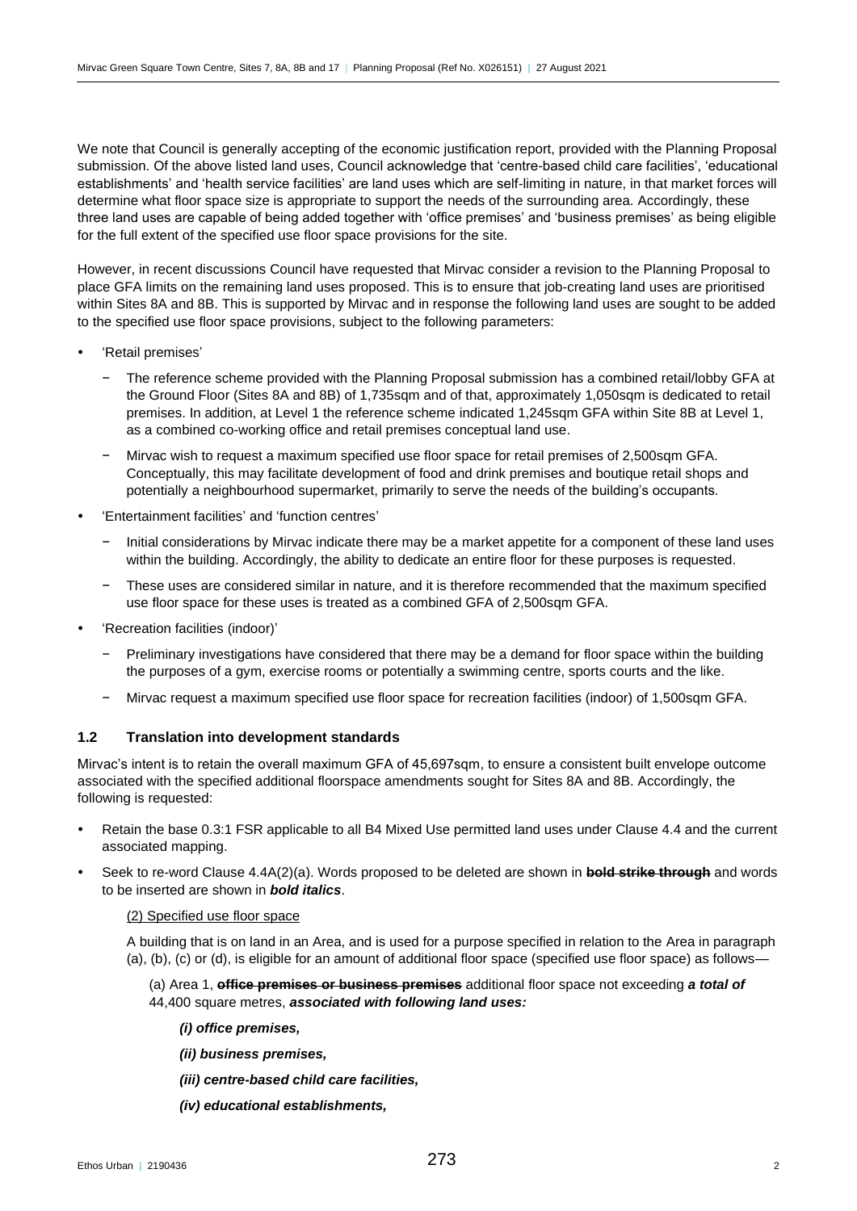We note that Council is generally accepting of the economic justification report, provided with the Planning Proposal submission. Of the above listed land uses, Council acknowledge that 'centre-based child care facilities', 'educational establishments' and 'health service facilities' are land uses which are self-limiting in nature, in that market forces will determine what floor space size is appropriate to support the needs of the surrounding area. Accordingly, these three land uses are capable of being added together with 'office premises' and 'business premises' as being eligible for the full extent of the specified use floor space provisions for the site.

However, in recent discussions Council have requested that Mirvac consider a revision to the Planning Proposal to place GFA limits on the remaining land uses proposed. This is to ensure that job-creating land uses are prioritised within Sites 8A and 8B. This is supported by Mirvac and in response the following land uses are sought to be added to the specified use floor space provisions, subject to the following parameters:

- 'Retail premises'
  - The reference scheme provided with the Planning Proposal submission has a combined retail/lobby GFA at the Ground Floor (Sites 8A and 8B) of 1,735sqm and of that, approximately 1,050sqm is dedicated to retail premises. In addition, at Level 1 the reference scheme indicated 1,245sqm GFA within Site 8B at Level 1, as a combined co-working office and retail premises conceptual land use.
  - Mirvac wish to request a maximum specified use floor space for retail premises of 2,500sqm GFA. Conceptually, this may facilitate development of food and drink premises and boutique retail shops and potentially a neighbourhood supermarket, primarily to serve the needs of the building's occupants.
- 'Entertainment facilities' and 'function centres'
  - Initial considerations by Mirvac indicate there may be a market appetite for a component of these land uses within the building. Accordingly, the ability to dedicate an entire floor for these purposes is requested.
  - These uses are considered similar in nature, and it is therefore recommended that the maximum specified use floor space for these uses is treated as a combined GFA of 2,500sqm GFA.
- 'Recreation facilities (indoor)'
  - Preliminary investigations have considered that there may be a demand for floor space within the building the purposes of a gym, exercise rooms or potentially a swimming centre, sports courts and the like.
  - Mirvac request a maximum specified use floor space for recreation facilities (indoor) of 1,500sqm GFA.

### 1.2 Translation into development standards

Mirvac's intent is to retain the overall maximum GFA of 45,697sqm, to ensure a consistent built envelope outcome associated with the specified additional floorspace amendments sought for Sites 8A and 8B. Accordingly, the following is requested:

- Retain the base 0.3:1 FSR applicable to all B4 Mixed Use permitted land uses under Clause 4.4 and the current associated mapping.
- Seek to re-word Clause 4.4A(2)(a). Words proposed to be deleted are shown in ~~**bold strike through**~~ and words to be inserted are shown in ***bold italics***.

  <u>(2) Specified use floor space</u>

  A building that is on land in an Area, and is used for a purpose specified in relation to the Area in paragraph (a), (b), (c) or (d), is eligible for an amount of additional floor space (specified use floor space) as follows—

  (a) Area 1, ~~**office premises or business premises**~~ additional floor space not exceeding ***a total of*** 44,400 square metres, ***associated with following land uses:***

  ***(i) office premises,***

  ***(ii) business premises,***

  ***(iii) centre-based child care facilities,***

  ***(iv) educational establishments,***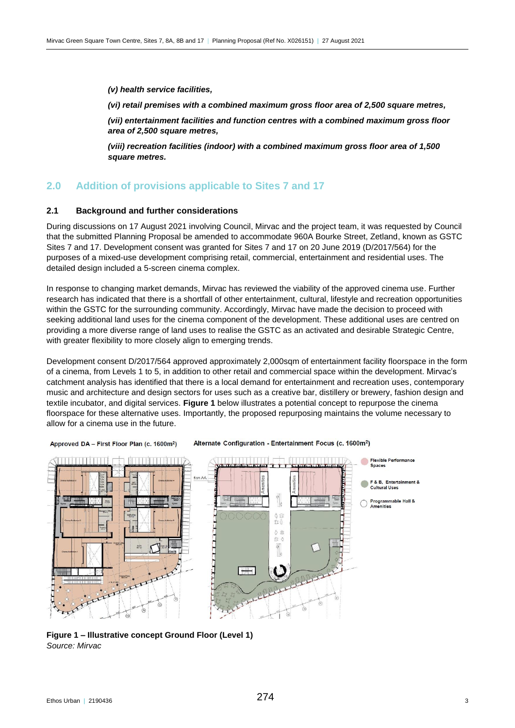*(v) health service facilities,*

*(vi) retail premises with a combined maximum gross floor area of 2,500 square metres,*

*(vii) entertainment facilities and function centres with a combined maximum gross floor area of 2,500 square metres,*

*(viii) recreation facilities (indoor) with a combined maximum gross floor area of 1,500 square metres.*

## 2.0 Addition of provisions applicable to Sites 7 and 17

### 2.1 Background and further considerations

During discussions on 17 August 2021 involving Council, Mirvac and the project team, it was requested by Council that the submitted Planning Proposal be amended to accommodate 960A Bourke Street, Zetland, known as GSTC Sites 7 and 17. Development consent was granted for Sites 7 and 17 on 20 June 2019 (D/2017/564) for the purposes of a mixed-use development comprising retail, commercial, entertainment and residential uses. The detailed design included a 5-screen cinema complex.

In response to changing market demands, Mirvac has reviewed the viability of the approved cinema use. Further research has indicated that there is a shortfall of other entertainment, cultural, lifestyle and recreation opportunities within the GSTC for the surrounding community. Accordingly, Mirvac have made the decision to proceed with seeking additional land uses for the cinema component of the development. These additional uses are centred on providing a more diverse range of land uses to realise the GSTC as an activated and desirable Strategic Centre, with greater flexibility to more closely align to emerging trends.

Development consent D/2017/564 approved approximately 2,000sqm of entertainment facility floorspace in the form of a cinema, from Levels 1 to 5, in addition to other retail and commercial space within the development. Mirvac's catchment analysis has identified that there is a local demand for entertainment and recreation uses, contemporary music and architecture and design sectors for uses such as a creative bar, distillery or brewery, fashion design and textile incubator, and digital services. **Figure 1** below illustrates a potential concept to repurpose the cinema floorspace for these alternative uses. Importantly, the proposed repurposing maintains the volume necessary to allow for a cinema use in the future.

Approved DA – First Floor Plan (c. 1600m²) | Alternate Configuration - Entertainment Focus (c. 1600m²)

Flexible Performance Spaces; F & B, Entertainment & Cultural Uses; Programmable Hall & Amenities

**Figure 1 – Illustrative concept Ground Floor (Level 1)**
*Source: Mirvac*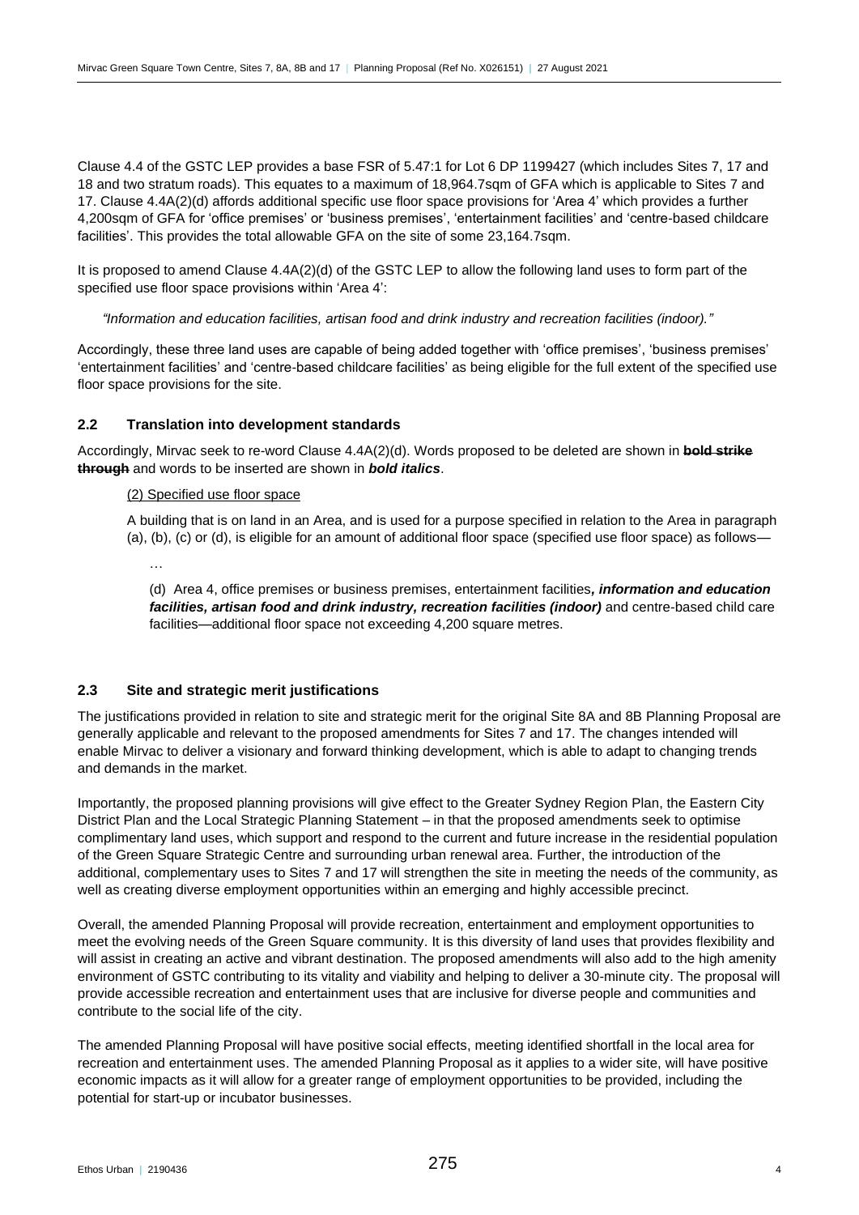Clause 4.4 of the GSTC LEP provides a base FSR of 5.47:1 for Lot 6 DP 1199427 (which includes Sites 7, 17 and 18 and two stratum roads). This equates to a maximum of 18,964.7sqm of GFA which is applicable to Sites 7 and 17. Clause 4.4A(2)(d) affords additional specific use floor space provisions for 'Area 4' which provides a further 4,200sqm of GFA for 'office premises' or 'business premises', 'entertainment facilities' and 'centre-based childcare facilities'. This provides the total allowable GFA on the site of some 23,164.7sqm.

It is proposed to amend Clause 4.4A(2)(d) of the GSTC LEP to allow the following land uses to form part of the specified use floor space provisions within 'Area 4':

> *"Information and education facilities, artisan food and drink industry and recreation facilities (indoor)."*

Accordingly, these three land uses are capable of being added together with 'office premises', 'business premises' 'entertainment facilities' and 'centre-based childcare facilities' as being eligible for the full extent of the specified use floor space provisions for the site.

### 2.2 Translation into development standards

Accordingly, Mirvac seek to re-word Clause 4.4A(2)(d). Words proposed to be deleted are shown in ~~**bold strike through**~~ and words to be inserted are shown in ***bold italics***.

> <u>(2) Specified use floor space</u>
>
> A building that is on land in an Area, and is used for a purpose specified in relation to the Area in paragraph (a), (b), (c) or (d), is eligible for an amount of additional floor space (specified use floor space) as follows—
>
> …
>
> (d) Area 4, office premises or business premises, entertainment facilities***, information and education facilities, artisan food and drink industry, recreation facilities (indoor)*** and centre-based child care facilities—additional floor space not exceeding 4,200 square metres.

### 2.3 Site and strategic merit justifications

The justifications provided in relation to site and strategic merit for the original Site 8A and 8B Planning Proposal are generally applicable and relevant to the proposed amendments for Sites 7 and 17. The changes intended will enable Mirvac to deliver a visionary and forward thinking development, which is able to adapt to changing trends and demands in the market.

Importantly, the proposed planning provisions will give effect to the Greater Sydney Region Plan, the Eastern City District Plan and the Local Strategic Planning Statement – in that the proposed amendments seek to optimise complimentary land uses, which support and respond to the current and future increase in the residential population of the Green Square Strategic Centre and surrounding urban renewal area. Further, the introduction of the additional, complementary uses to Sites 7 and 17 will strengthen the site in meeting the needs of the community, as well as creating diverse employment opportunities within an emerging and highly accessible precinct.

Overall, the amended Planning Proposal will provide recreation, entertainment and employment opportunities to meet the evolving needs of the Green Square community. It is this diversity of land uses that provides flexibility and will assist in creating an active and vibrant destination. The proposed amendments will also add to the high amenity environment of GSTC contributing to its vitality and viability and helping to deliver a 30-minute city. The proposal will provide accessible recreation and entertainment uses that are inclusive for diverse people and communities and contribute to the social life of the city.

The amended Planning Proposal will have positive social effects, meeting identified shortfall in the local area for recreation and entertainment uses. The amended Planning Proposal as it applies to a wider site, will have positive economic impacts as it will allow for a greater range of employment opportunities to be provided, including the potential for start-up or incubator businesses.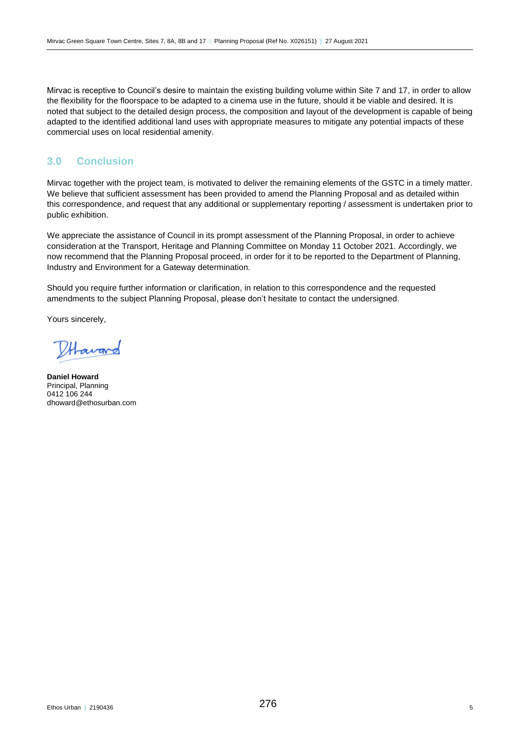Mirvac is receptive to Council's desire to maintain the existing building volume within Site 7 and 17, in order to allow the flexibility for the floorspace to be adapted to a cinema use in the future, should it be viable and desired. It is noted that subject to the detailed design process, the composition and layout of the development is capable of being adapted to the identified additional land uses with appropriate measures to mitigate any potential impacts of these commercial uses on local residential amenity.

## 3.0 Conclusion

Mirvac together with the project team, is motivated to deliver the remaining elements of the GSTC in a timely matter. We believe that sufficient assessment has been provided to amend the Planning Proposal and as detailed within this correspondence, and request that any additional or supplementary reporting / assessment is undertaken prior to public exhibition.

We appreciate the assistance of Council in its prompt assessment of the Planning Proposal, in order to achieve consideration at the Transport, Heritage and Planning Committee on Monday 11 October 2021. Accordingly, we now recommend that the Planning Proposal proceed, in order for it to be reported to the Department of Planning, Industry and Environment for a Gateway determination.

Should you require further information or clarification, in relation to this correspondence and the requested amendments to the subject Planning Proposal, please don't hesitate to contact the undersigned.

Yours sincerely,

**Daniel Howard**
Principal, Planning
0412 106 244
dhoward@ethosurban.com